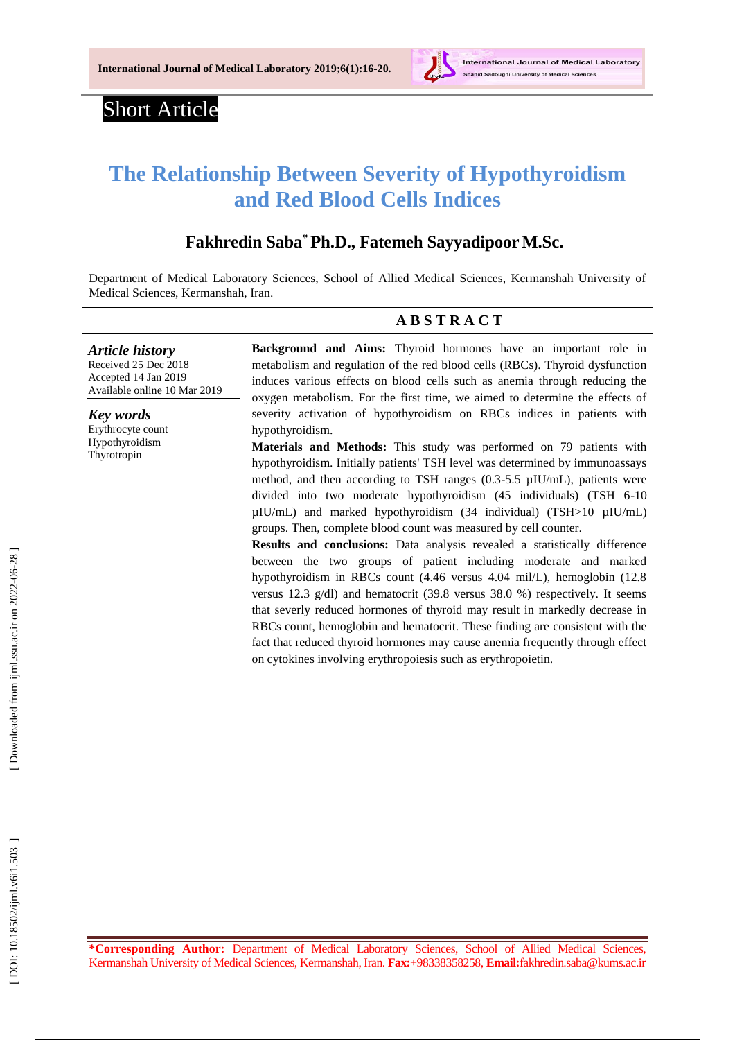Short Article

# The Relationship Between Severity of Hypothyroidism and Red Blood Cells Indices

**Fakhredin Saba* Ph.D., Fatemeh Sayyadipoor M.Sc.**

Department of Medical Laboratory Sciences, School of Allied Medical Sciences, Kermanshah University of Medical Sciences, Kermanshah, Iran.

## ABSTRACT

***Article history***

Received 25 Dec 2018
Accepted 14 Jan 2019
Available online 10 Mar 2019

***Key words***

Erythrocyte count
Hypothyroidism
Thyrotropin

**Background and Aims:** Thyroid hormones have an important role in metabolism and regulation of the red blood cells (RBCs). Thyroid dysfunction induces various effects on blood cells such as anemia through reducing the oxygen metabolism. For the first time, we aimed to determine the effects of severity activation of hypothyroidism on RBCs indices in patients with hypothyroidism.

**Materials and Methods:** This study was performed on 79 patients with hypothyroidism. Initially patients' TSH level was determined by immunoassays method, and then according to TSH ranges (0.3-5.5 µIU/mL), patients were divided into two moderate hypothyroidism (45 individuals) (TSH 6-10 µIU/mL) and marked hypothyroidism (34 individual) (TSH>10 µIU/mL) groups. Then, complete blood count was measured by cell counter.

**Results and conclusions:** Data analysis revealed a statistically difference between the two groups of patient including moderate and marked hypothyroidism in RBCs count (4.46 versus 4.04 mil/L), hemoglobin (12.8 versus 12.3 g/dl) and hematocrit (39.8 versus 38.0 %) respectively. It seems that severly reduced hormones of thyroid may result in markedly decrease in RBCs count, hemoglobin and hematocrit. These finding are consistent with the fact that reduced thyroid hormones may cause anemia frequently through effect on cytokines involving erythropoiesis such as erythropoietin.

**\*Corresponding Author:** Department of Medical Laboratory Sciences, School of Allied Medical Sciences, Kermanshah University of Medical Sciences, Kermanshah, Iran. **Fax:**+98338358258, **Email:**fakhredin.saba@kums.ac.ir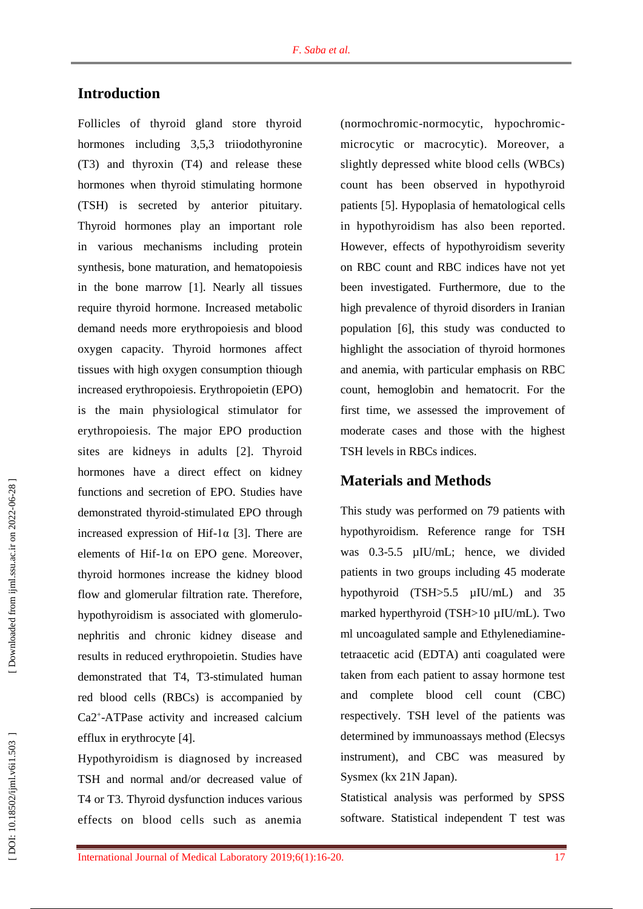## Introduction

Follicles of thyroid gland store thyroid hormones including 3,5,3 triiodothyronine (T3) and thyroxin (T4) and release these hormones when thyroid stimulating hormone (TSH) is secreted by anterior pituitary. Thyroid hormones play an important role in various mechanisms including protein synthesis, bone maturation, and hematopoiesis in the bone marrow [1]. Nearly all tissues require thyroid hormone. Increased metabolic demand needs more erythropoiesis and blood oxygen capacity. Thyroid hormones affect tissues with high oxygen consumption thiough increased erythropoiesis. Erythropoietin (EPO) is the main physiological stimulator for erythropoiesis. The major EPO production sites are kidneys in adults [2]. Thyroid hormones have a direct effect on kidney functions and secretion of EPO. Studies have demonstrated thyroid-stimulated EPO through increased expression of Hif-1α [3]. There are elements of Hif-1α on EPO gene. Moreover, thyroid hormones increase the kidney blood flow and glomerular filtration rate. Therefore, hypothyroidism is associated with glomerulo-nephritis and chronic kidney disease and results in reduced erythropoietin. Studies have demonstrated that T4, T3-stimulated human red blood cells (RBCs) is accompanied by $Ca2^{+}$-ATPase activity and increased calcium efflux in erythrocyte [4].

Hypothyroidism is diagnosed by increased TSH and normal and/or decreased value of T4 or T3. Thyroid dysfunction induces various effects on blood cells such as anemia (normochromic-normocytic, hypochromic-microcytic or macrocytic). Moreover, a slightly depressed white blood cells (WBCs) count has been observed in hypothyroid patients [5]. Hypoplasia of hematological cells in hypothyroidism has also been reported. However, effects of hypothyroidism severity on RBC count and RBC indices have not yet been investigated. Furthermore, due to the high prevalence of thyroid disorders in Iranian population [6], this study was conducted to highlight the association of thyroid hormones and anemia, with particular emphasis on RBC count, hemoglobin and hematocrit. For the first time, we assessed the improvement of moderate cases and those with the highest TSH levels in RBCs indices.

## Materials and Methods

This study was performed on 79 patients with hypothyroidism. Reference range for TSH was 0.3-5.5 µIU/mL; hence, we divided patients in two groups including 45 moderate hypothyroid (TSH>5.5 µIU/mL) and 35 marked hyperthyroid (TSH>10 µIU/mL). Two ml uncoagulated sample and Ethylenediamine-tetraacetic acid (EDTA) anti coagulated were taken from each patient to assay hormone test and complete blood cell count (CBC) respectively. TSH level of the patients was determined by immunoassays method (Elecsys instrument), and CBC was measured by Sysmex (kx 21N Japan).

Statistical analysis was performed by SPSS software. Statistical independent T test was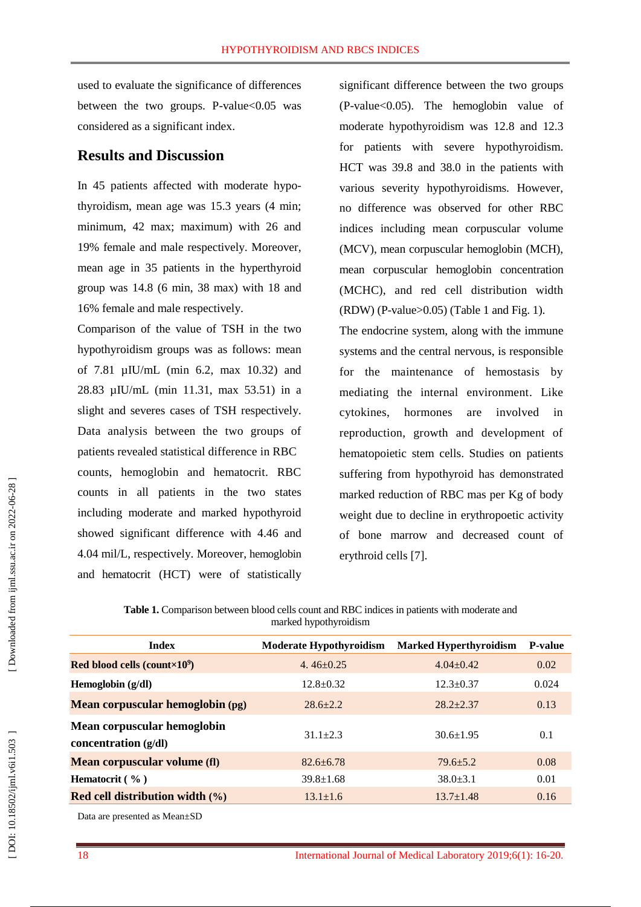used to evaluate the significance of differences between the two groups. P-value<0.05 was considered as a significant index.

## Results and Discussion

In 45 patients affected with moderate hypothyroidism, mean age was 15.3 years (4 min; minimum, 42 max; maximum) with 26 and 19% female and male respectively. Moreover, mean age in 35 patients in the hyperthyroid group was 14.8 (6 min, 38 max) with 18 and 16% female and male respectively.

Comparison of the value of TSH in the two hypothyroidism groups was as follows: mean of 7.81 µIU/mL (min 6.2, max 10.32) and 28.83 µIU/mL (min 11.31, max 53.51) in a slight and severes cases of TSH respectively. Data analysis between the two groups of patients revealed statistical difference in RBC counts, hemoglobin and hematocrit. RBC counts in all patients in the two states including moderate and marked hypothyroid showed significant difference with 4.46 and 4.04 mil/L, respectively. Moreover, hemoglobin and hematocrit (HCT) were of statistically significant difference between the two groups (P-value<0.05). The hemoglobin value of moderate hypothyroidism was 12.8 and 12.3 for patients with severe hypothyroidism. HCT was 39.8 and 38.0 in the patients with various severity hypothyroidisms. However, no difference was observed for other RBC indices including mean corpuscular volume (MCV), mean corpuscular hemoglobin (MCH), mean corpuscular hemoglobin concentration (MCHC), and red cell distribution width (RDW) (P-value>0.05) (Table 1 and Fig. 1).

The endocrine system, along with the immune systems and the central nervous, is responsible for the maintenance of hemostasis by mediating the internal environment. Like cytokines, hormones are involved in reproduction, growth and development of hematopoietic stem cells. Studies on patients suffering from hypothyroid has demonstrated marked reduction of RBC mas per Kg of body weight due to decline in erythropoetic activity of bone marrow and decreased count of erythroid cells [7].

**Table 1.** Comparison between blood cells count and RBC indices in patients with moderate and marked hypothyroidism

| Index | Moderate Hypothyroidism | Marked Hyperthyroidism | P-value |
|---|---|---|---|
| **Red blood cells (count×$10^9$)** | 4. 46±0.25 | 4.04±0.42 | 0.02 |
| **Hemoglobin (g/dl)** | 12.8±0.32 | 12.3±0.37 | 0.024 |
| **Mean corpuscular hemoglobin (pg)** | 28.6±2.2 | 28.2±2.37 | 0.13 |
| **Mean corpuscular hemoglobin concentration (g/dl)** | 31.1±2.3 | 30.6±1.95 | 0.1 |
| **Mean corpuscular volume (fl)** | 82.6±6.78 | 79.6±5.2 | 0.08 |
| **Hematocrit ( % )** | 39.8±1.68 | 38.0±3.1 | 0.01 |
| **Red cell distribution width (%)** | 13.1±1.6 | 13.7±1.48 | 0.16 |

Data are presented as Mean±SD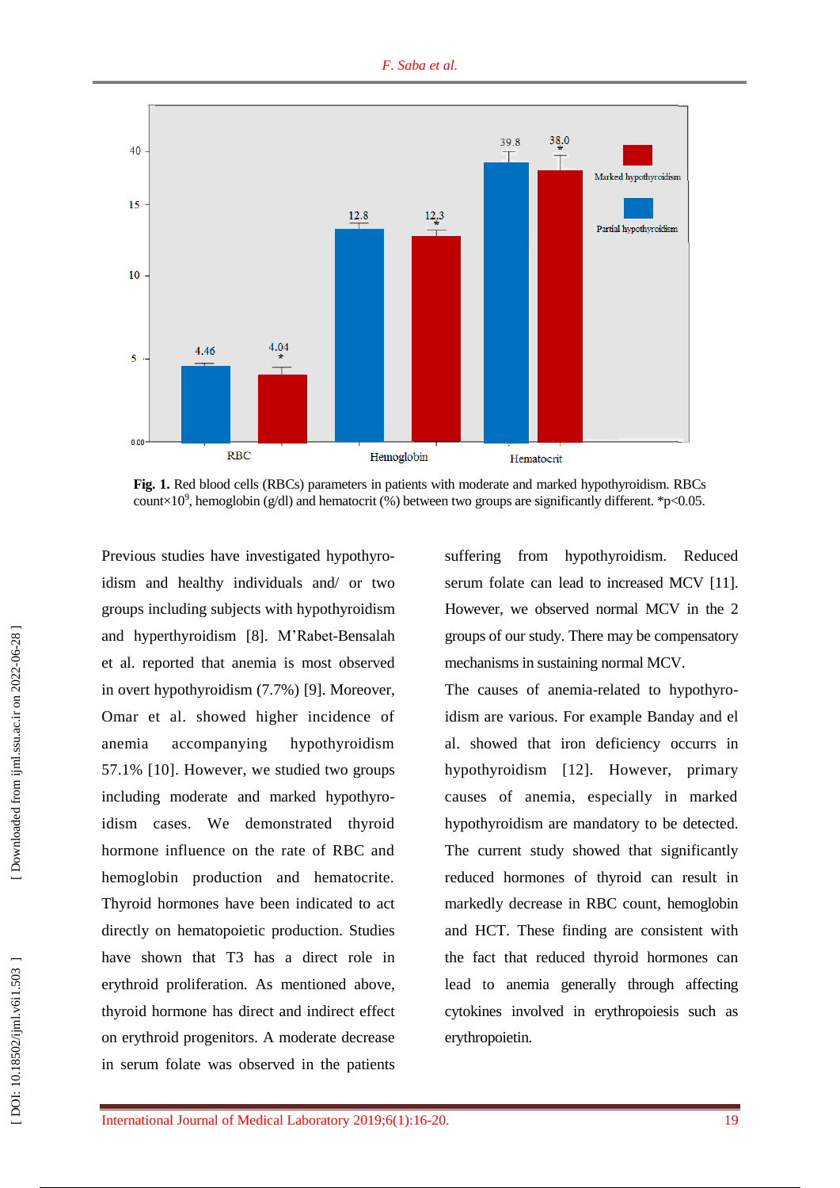40

15

10

5

0.00

4.46

4.04
*

12.8

12.3
*

39.8

38.0
*

RBC

Hemoglobin

Hematocrit

Marked hypothyroidism

Partial hypothyroidism

**Fig. 1.** Red blood cells (RBCs) parameters in patients with moderate and marked hypothyroidism. RBCs count×$10^9$, hemoglobin (g/dl) and hematocrit (%) between two groups are significantly different. *$p<0.05$.

Previous studies have investigated hypothyroidism and healthy individuals and/ or two groups including subjects with hypothyroidism and hyperthyroidism [8]. M'Rabet-Bensalah et al. reported that anemia is most observed in overt hypothyroidism (7.7%) [9]. Moreover, Omar et al. showed higher incidence of anemia accompanying hypothyroidism 57.1% [10]. However, we studied two groups including moderate and marked hypothyroidism cases. We demonstrated thyroid hormone influence on the rate of RBC and hemoglobin production and hematocrite. Thyroid hormones have been indicated to act directly on hematopoietic production. Studies have shown that T3 has a direct role in erythroid proliferation. As mentioned above, thyroid hormone has direct and indirect effect on erythroid progenitors. A moderate decrease in serum folate was observed in the patients suffering from hypothyroidism. Reduced serum folate can lead to increased MCV [11]. However, we observed normal MCV in the 2 groups of our study. There may be compensatory mechanisms in sustaining normal MCV.

The causes of anemia-related to hypothyroidism are various. For example Banday and el al. showed that iron deficiency occurs in hypothyroidism [12]. However, primary causes of anemia, especially in marked hypothyroidism are mandatory to be detected. The current study showed that significantly reduced hormones of thyroid can result in markedly decrease in RBC count, hemoglobin and HCT. These finding are consistent with the fact that reduced thyroid hormones can lead to anemia generally through affecting cytokines involved in erythropoiesis such as erythropoietin.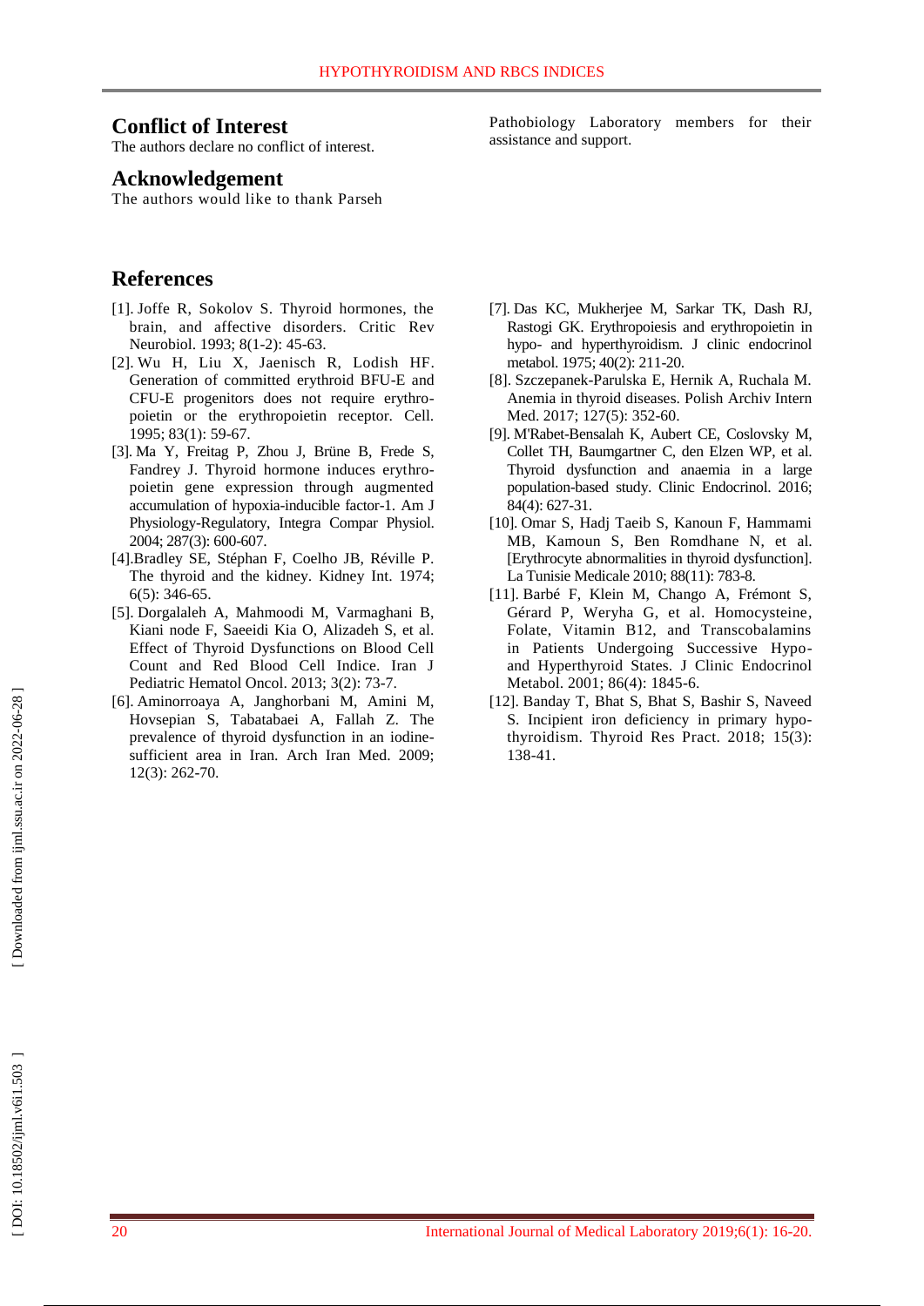## Conflict of Interest

The authors declare no conflict of interest.

## Acknowledgement

The authors would like to thank Parseh Pathobiology Laboratory members for their assistance and support.

## References

[1]. Joffe R, Sokolov S. Thyroid hormones, the brain, and affective disorders. Critic Rev Neurobiol. 1993; 8(1-2): 45-63.

[2]. Wu H, Liu X, Jaenisch R, Lodish HF. Generation of committed erythroid BFU-E and CFU-E progenitors does not require erythropoietin or the erythropoietin receptor. Cell. 1995; 83(1): 59-67.

[3]. Ma Y, Freitag P, Zhou J, Brüne B, Frede S, Fandrey J. Thyroid hormone induces erythropoietin gene expression through augmented accumulation of hypoxia-inducible factor-1. Am J Physiology-Regulatory, Integra Compar Physiol. 2004; 287(3): 600-607.

[4].Bradley SE, Stéphan F, Coelho JB, Réville P. The thyroid and the kidney. Kidney Int. 1974; 6(5): 346-65.

[5]. Dorgalaleh A, Mahmoodi M, Varmaghani B, Kiani node F, Saeeidi Kia O, Alizadeh S, et al. Effect of Thyroid Dysfunctions on Blood Cell Count and Red Blood Cell Indice. Iran J Pediatric Hematol Oncol. 2013; 3(2): 73-7.

[6]. Aminorroaya A, Janghorbani M, Amini M, Hovsepian S, Tabatabaei A, Fallah Z. The prevalence of thyroid dysfunction in an iodine-sufficient area in Iran. Arch Iran Med. 2009; 12(3): 262-70.

[7]. Das KC, Mukherjee M, Sarkar TK, Dash RJ, Rastogi GK. Erythropoiesis and erythropoietin in hypo- and hyperthyroidism. J clinic endocrinol metabol. 1975; 40(2): 211-20.

[8]. Szczepanek-Parulska E, Hernik A, Ruchala M. Anemia in thyroid diseases. Polish Archiv Intern Med. 2017; 127(5): 352-60.

[9]. M'Rabet-Bensalah K, Aubert CE, Coslovsky M, Collet TH, Baumgartner C, den Elzen WP, et al. Thyroid dysfunction and anaemia in a large population-based study. Clinic Endocrinol. 2016; 84(4): 627-31.

[10]. Omar S, Hadj Taeib S, Kanoun F, Hammami MB, Kamoun S, Ben Romdhane N, et al. [Erythrocyte abnormalities in thyroid dysfunction]. La Tunisie Medicale 2010; 88(11): 783-8.

[11]. Barbé F, Klein M, Chango A, Frémont S, Gérard P, Weryha G, et al. Homocysteine, Folate, Vitamin B12, and Transcobalamins in Patients Undergoing Successive Hypo- and Hyperthyroid States. J Clinic Endocrinol Metabol. 2001; 86(4): 1845-6.

[12]. Banday T, Bhat S, Bhat S, Bashir S, Naveed S. Incipient iron deficiency in primary hypothyroidism. Thyroid Res Pract. 2018; 15(3): 138-41.